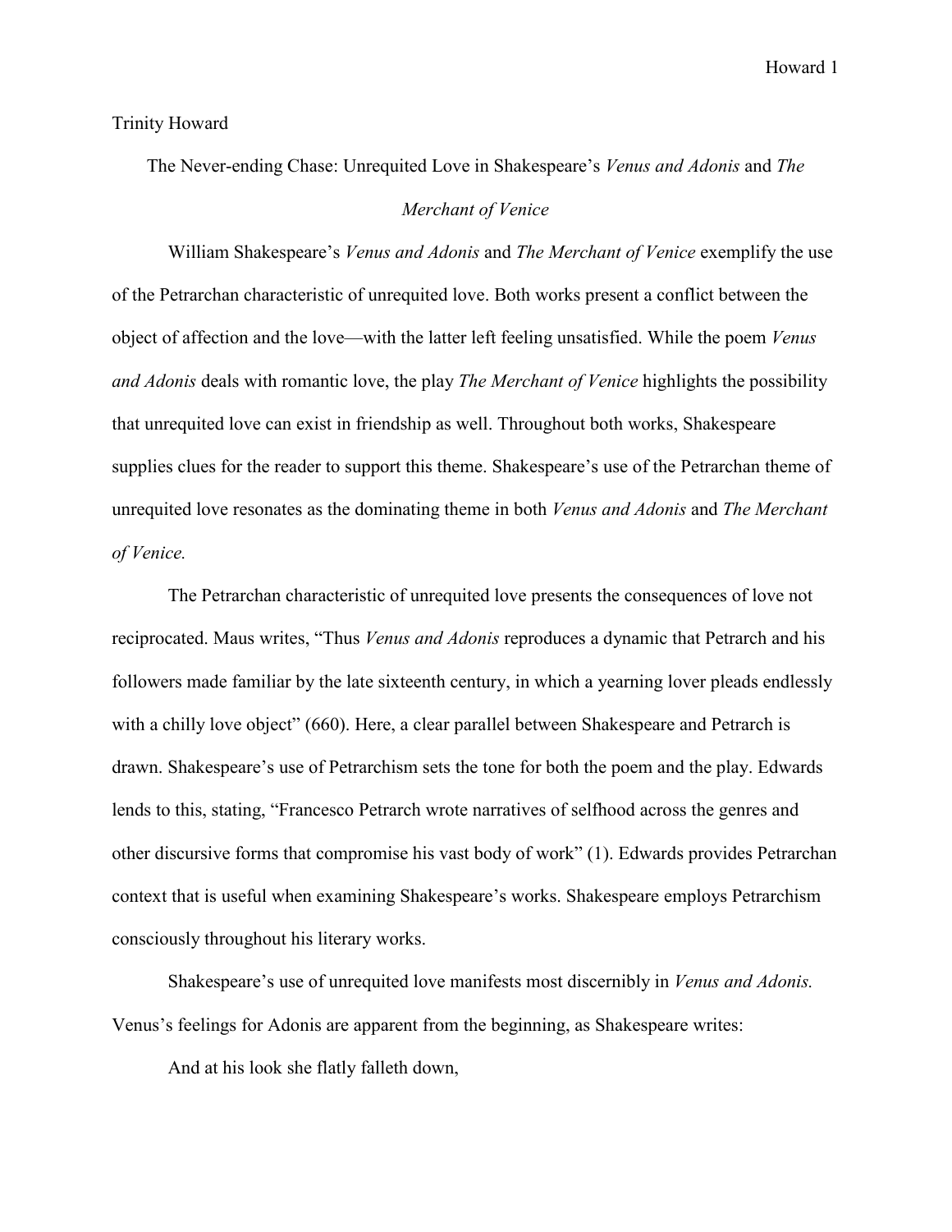Trinity Howard

# The Never-ending Chase: Unrequited Love in Shakespeare's *Venus and Adonis* and *The Merchant of Venice*

William Shakespeare's *Venus and Adonis* and *The Merchant of Venice* exemplify the use of the Petrarchan characteristic of unrequited love. Both works present a conflict between the object of affection and the love—with the latter left feeling unsatisfied. While the poem *Venus and Adonis* deals with romantic love, the play *The Merchant of Venice* highlights the possibility that unrequited love can exist in friendship as well. Throughout both works, Shakespeare supplies clues for the reader to support this theme. Shakespeare's use of the Petrarchan theme of unrequited love resonates as the dominating theme in both *Venus and Adonis* and *The Merchant of Venice.*

The Petrarchan characteristic of unrequited love presents the consequences of love not reciprocated. Maus writes, "Thus *Venus and Adonis* reproduces a dynamic that Petrarch and his followers made familiar by the late sixteenth century, in which a yearning lover pleads endlessly with a chilly love object" (660). Here, a clear parallel between Shakespeare and Petrarch is drawn. Shakespeare's use of Petrarchism sets the tone for both the poem and the play. Edwards lends to this, stating, "Francesco Petrarch wrote narratives of selfhood across the genres and other discursive forms that compromise his vast body of work" (1). Edwards provides Petrarchan context that is useful when examining Shakespeare's works. Shakespeare employs Petrarchism consciously throughout his literary works.

Shakespeare's use of unrequited love manifests most discernibly in *Venus and Adonis.* Venus's feelings for Adonis are apparent from the beginning, as Shakespeare writes:

> And at his look she flatly falleth down,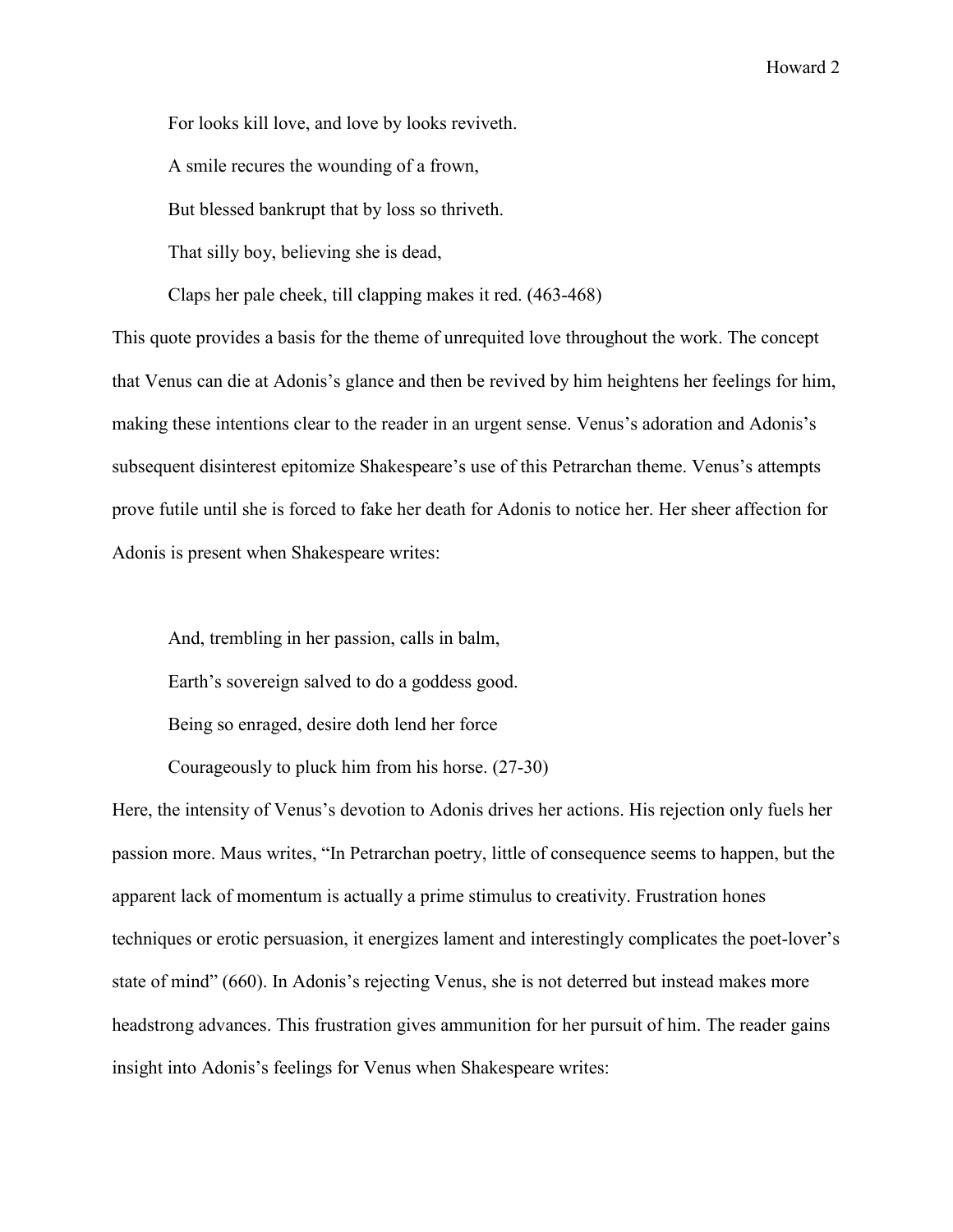For looks kill love, and love by looks reviveth.

A smile recures the wounding of a frown,

But blessed bankrupt that by loss so thriveth.

That silly boy, believing she is dead,

Claps her pale cheek, till clapping makes it red. (463-468)

This quote provides a basis for the theme of unrequited love throughout the work. The concept that Venus can die at Adonis's glance and then be revived by him heightens her feelings for him, making these intentions clear to the reader in an urgent sense. Venus's adoration and Adonis's subsequent disinterest epitomize Shakespeare's use of this Petrarchan theme. Venus's attempts prove futile until she is forced to fake her death for Adonis to notice her. Her sheer affection for Adonis is present when Shakespeare writes:

And, trembling in her passion, calls in balm,

Earth's sovereign salved to do a goddess good.

Being so enraged, desire doth lend her force

Courageously to pluck him from his horse. (27-30)

Here, the intensity of Venus's devotion to Adonis drives her actions. His rejection only fuels her passion more. Maus writes, "In Petrarchan poetry, little of consequence seems to happen, but the apparent lack of momentum is actually a prime stimulus to creativity. Frustration hones techniques or erotic persuasion, it energizes lament and interestingly complicates the poet-lover's state of mind" (660). In Adonis's rejecting Venus, she is not deterred but instead makes more headstrong advances. This frustration gives ammunition for her pursuit of him. The reader gains insight into Adonis's feelings for Venus when Shakespeare writes: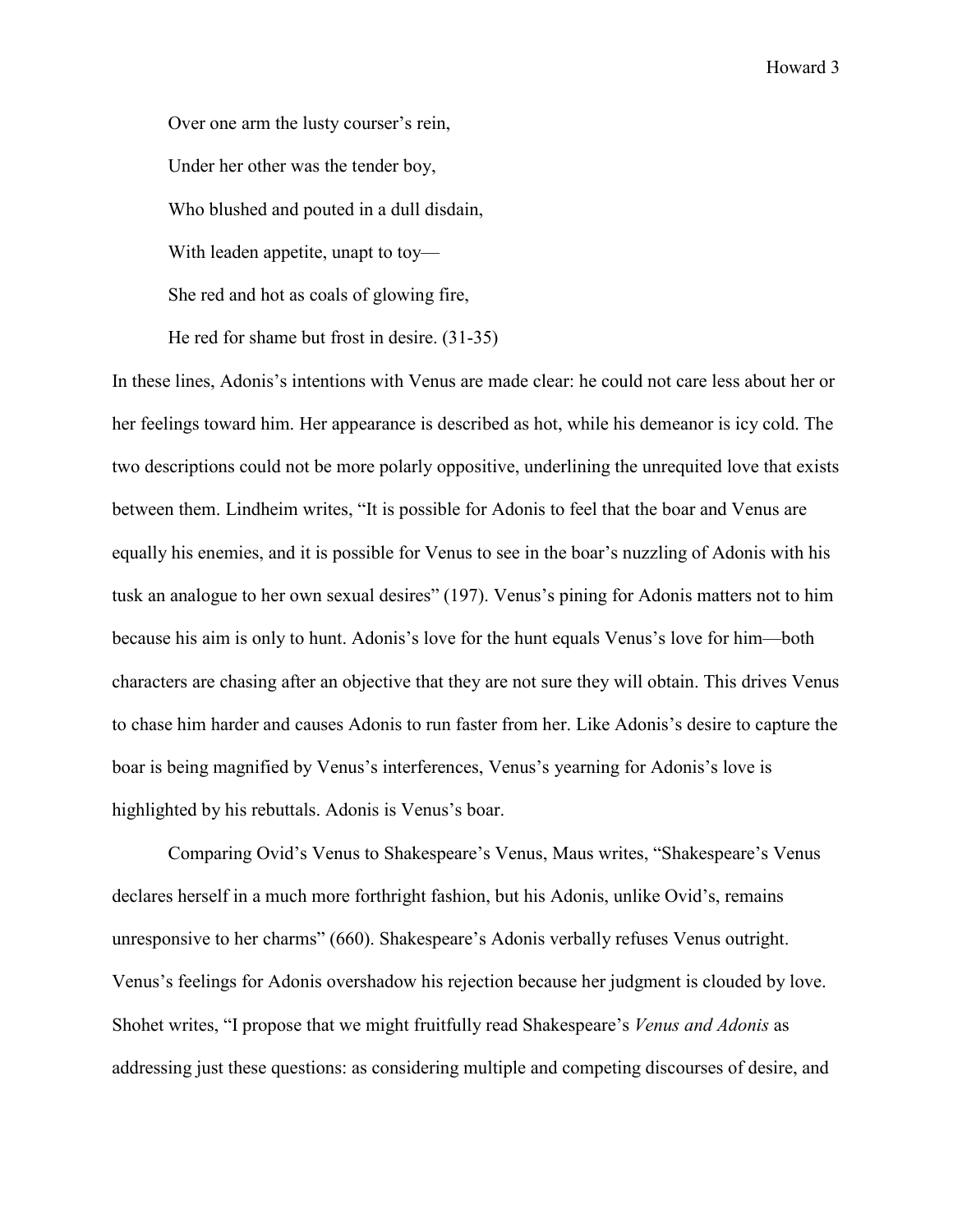Over one arm the lusty courser's rein,

Under her other was the tender boy,

Who blushed and pouted in a dull disdain,

With leaden appetite, unapt to toy—

She red and hot as coals of glowing fire,

He red for shame but frost in desire. (31-35)

In these lines, Adonis's intentions with Venus are made clear: he could not care less about her or her feelings toward him. Her appearance is described as hot, while his demeanor is icy cold. The two descriptions could not be more polarly oppositive, underlining the unrequited love that exists between them. Lindheim writes, "It is possible for Adonis to feel that the boar and Venus are equally his enemies, and it is possible for Venus to see in the boar's nuzzling of Adonis with his tusk an analogue to her own sexual desires" (197). Venus's pining for Adonis matters not to him because his aim is only to hunt. Adonis's love for the hunt equals Venus's love for him—both characters are chasing after an objective that they are not sure they will obtain. This drives Venus to chase him harder and causes Adonis to run faster from her. Like Adonis's desire to capture the boar is being magnified by Venus's interferences, Venus's yearning for Adonis's love is highlighted by his rebuttals. Adonis is Venus's boar.

Comparing Ovid's Venus to Shakespeare's Venus, Maus writes, "Shakespeare's Venus declares herself in a much more forthright fashion, but his Adonis, unlike Ovid's, remains unresponsive to her charms" (660). Shakespeare's Adonis verbally refuses Venus outright. Venus's feelings for Adonis overshadow his rejection because her judgment is clouded by love. Shohet writes, "I propose that we might fruitfully read Shakespeare's *Venus and Adonis* as addressing just these questions: as considering multiple and competing discourses of desire, and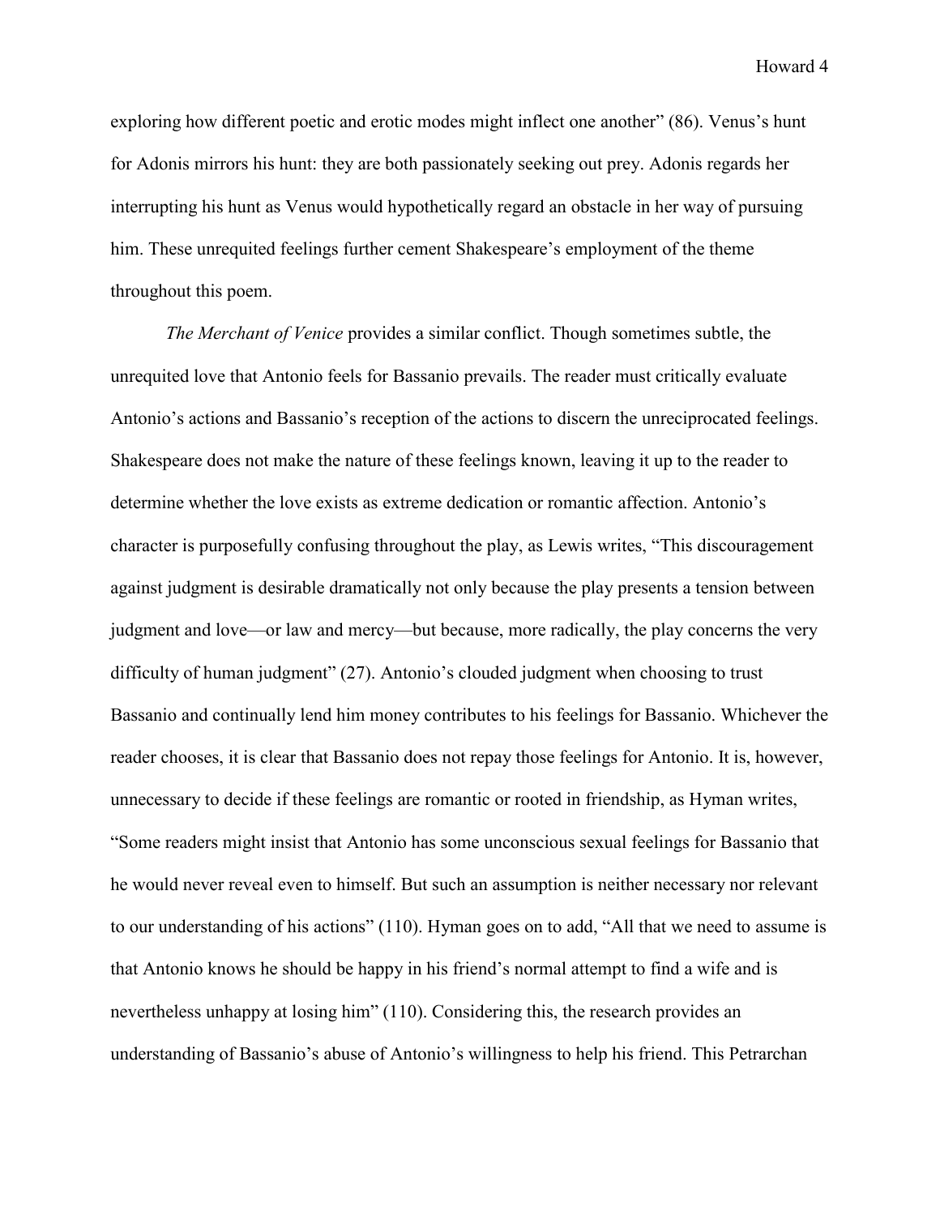exploring how different poetic and erotic modes might inflect one another" (86). Venus's hunt for Adonis mirrors his hunt: they are both passionately seeking out prey. Adonis regards her interrupting his hunt as Venus would hypothetically regard an obstacle in her way of pursuing him. These unrequited feelings further cement Shakespeare's employment of the theme throughout this poem.

*The Merchant of Venice* provides a similar conflict. Though sometimes subtle, the unrequited love that Antonio feels for Bassanio prevails. The reader must critically evaluate Antonio's actions and Bassanio's reception of the actions to discern the unreciprocated feelings. Shakespeare does not make the nature of these feelings known, leaving it up to the reader to determine whether the love exists as extreme dedication or romantic affection. Antonio's character is purposefully confusing throughout the play, as Lewis writes, "This discouragement against judgment is desirable dramatically not only because the play presents a tension between judgment and love—or law and mercy—but because, more radically, the play concerns the very difficulty of human judgment" (27). Antonio's clouded judgment when choosing to trust Bassanio and continually lend him money contributes to his feelings for Bassanio. Whichever the reader chooses, it is clear that Bassanio does not repay those feelings for Antonio. It is, however, unnecessary to decide if these feelings are romantic or rooted in friendship, as Hyman writes, "Some readers might insist that Antonio has some unconscious sexual feelings for Bassanio that he would never reveal even to himself. But such an assumption is neither necessary nor relevant to our understanding of his actions" (110). Hyman goes on to add, "All that we need to assume is that Antonio knows he should be happy in his friend's normal attempt to find a wife and is nevertheless unhappy at losing him" (110). Considering this, the research provides an understanding of Bassanio's abuse of Antonio's willingness to help his friend. This Petrarchan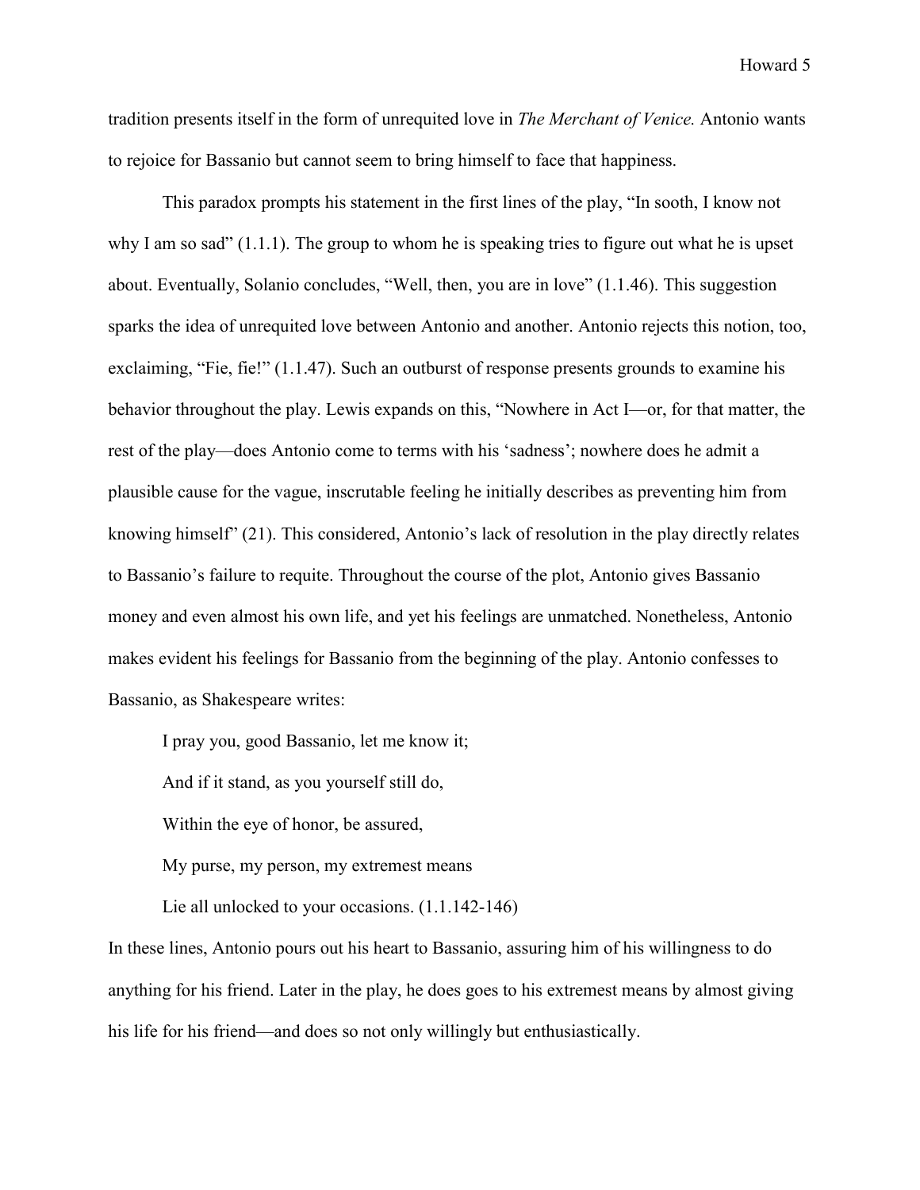tradition presents itself in the form of unrequited love in *The Merchant of Venice.* Antonio wants to rejoice for Bassanio but cannot seem to bring himself to face that happiness.

This paradox prompts his statement in the first lines of the play, "In sooth, I know not why I am so sad" (1.1.1). The group to whom he is speaking tries to figure out what he is upset about. Eventually, Solanio concludes, "Well, then, you are in love" (1.1.46). This suggestion sparks the idea of unrequited love between Antonio and another. Antonio rejects this notion, too, exclaiming, "Fie, fie!" (1.1.47). Such an outburst of response presents grounds to examine his behavior throughout the play. Lewis expands on this, "Nowhere in Act I—or, for that matter, the rest of the play—does Antonio come to terms with his 'sadness'; nowhere does he admit a plausible cause for the vague, inscrutable feeling he initially describes as preventing him from knowing himself" (21). This considered, Antonio's lack of resolution in the play directly relates to Bassanio's failure to requite. Throughout the course of the plot, Antonio gives Bassanio money and even almost his own life, and yet his feelings are unmatched. Nonetheless, Antonio makes evident his feelings for Bassanio from the beginning of the play. Antonio confesses to Bassanio, as Shakespeare writes:

> I pray you, good Bassanio, let me know it;
>
> And if it stand, as you yourself still do,
>
> Within the eye of honor, be assured,
>
> My purse, my person, my extremest means
>
> Lie all unlocked to your occasions. (1.1.142-146)

In these lines, Antonio pours out his heart to Bassanio, assuring him of his willingness to do anything for his friend. Later in the play, he does goes to his extremest means by almost giving his life for his friend—and does so not only willingly but enthusiastically.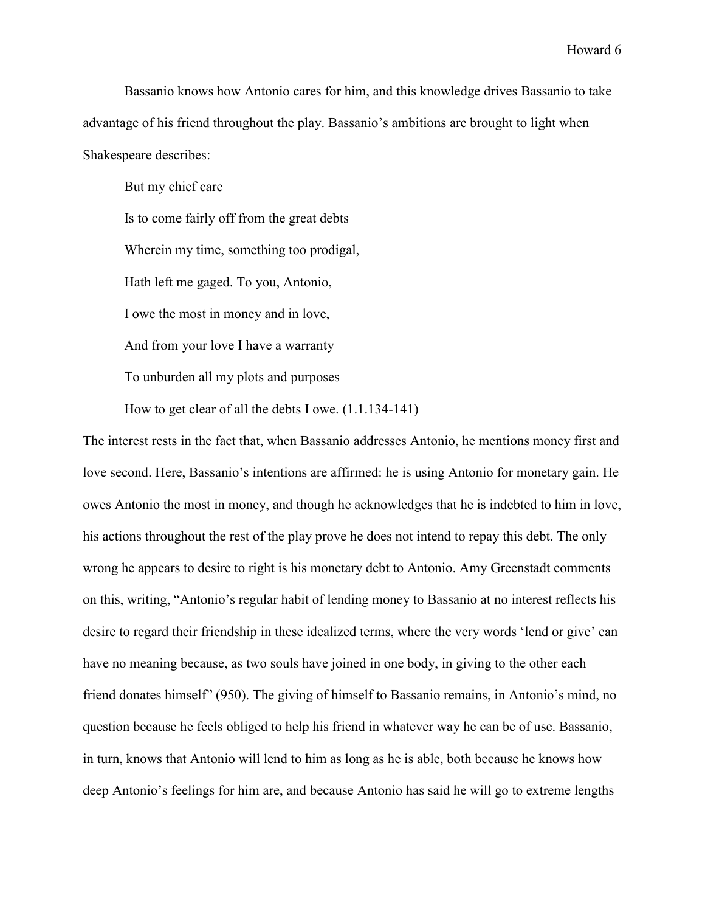Bassanio knows how Antonio cares for him, and this knowledge drives Bassanio to take advantage of his friend throughout the play. Bassanio's ambitions are brought to light when Shakespeare describes:

> But my chief care
>
> Is to come fairly off from the great debts
>
> Wherein my time, something too prodigal,
>
> Hath left me gaged. To you, Antonio,
>
> I owe the most in money and in love,
>
> And from your love I have a warranty
>
> To unburden all my plots and purposes
>
> How to get clear of all the debts I owe. (1.1.134-141)

The interest rests in the fact that, when Bassanio addresses Antonio, he mentions money first and love second. Here, Bassanio's intentions are affirmed: he is using Antonio for monetary gain. He owes Antonio the most in money, and though he acknowledges that he is indebted to him in love, his actions throughout the rest of the play prove he does not intend to repay this debt. The only wrong he appears to desire to right is his monetary debt to Antonio. Amy Greenstadt comments on this, writing, "Antonio's regular habit of lending money to Bassanio at no interest reflects his desire to regard their friendship in these idealized terms, where the very words 'lend or give' can have no meaning because, as two souls have joined in one body, in giving to the other each friend donates himself" (950). The giving of himself to Bassanio remains, in Antonio's mind, no question because he feels obliged to help his friend in whatever way he can be of use. Bassanio, in turn, knows that Antonio will lend to him as long as he is able, both because he knows how deep Antonio's feelings for him are, and because Antonio has said he will go to extreme lengths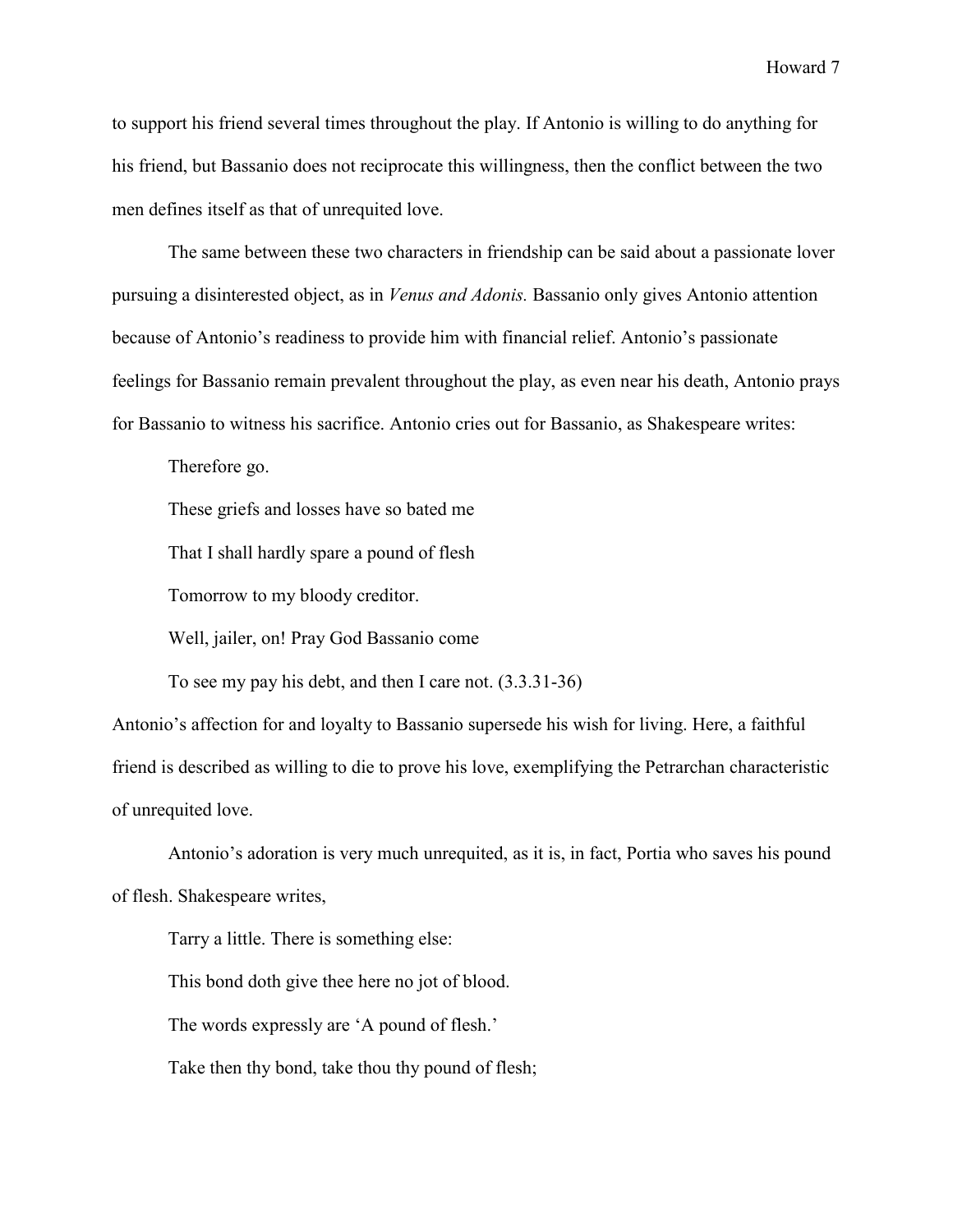to support his friend several times throughout the play. If Antonio is willing to do anything for his friend, but Bassanio does not reciprocate this willingness, then the conflict between the two men defines itself as that of unrequited love.

The same between these two characters in friendship can be said about a passionate lover pursuing a disinterested object, as in *Venus and Adonis.* Bassanio only gives Antonio attention because of Antonio's readiness to provide him with financial relief. Antonio's passionate feelings for Bassanio remain prevalent throughout the play, as even near his death, Antonio prays for Bassanio to witness his sacrifice. Antonio cries out for Bassanio, as Shakespeare writes:

> Therefore go.
>
> These griefs and losses have so bated me
>
> That I shall hardly spare a pound of flesh
>
> Tomorrow to my bloody creditor.
>
> Well, jailer, on! Pray God Bassanio come
>
> To see my pay his debt, and then I care not. (3.3.31-36)

Antonio's affection for and loyalty to Bassanio supersede his wish for living. Here, a faithful friend is described as willing to die to prove his love, exemplifying the Petrarchan characteristic of unrequited love.

Antonio's adoration is very much unrequited, as it is, in fact, Portia who saves his pound of flesh. Shakespeare writes,

> Tarry a little. There is something else:
>
> This bond doth give thee here no jot of blood.
>
> The words expressly are 'A pound of flesh.'
>
> Take then thy bond, take thou thy pound of flesh;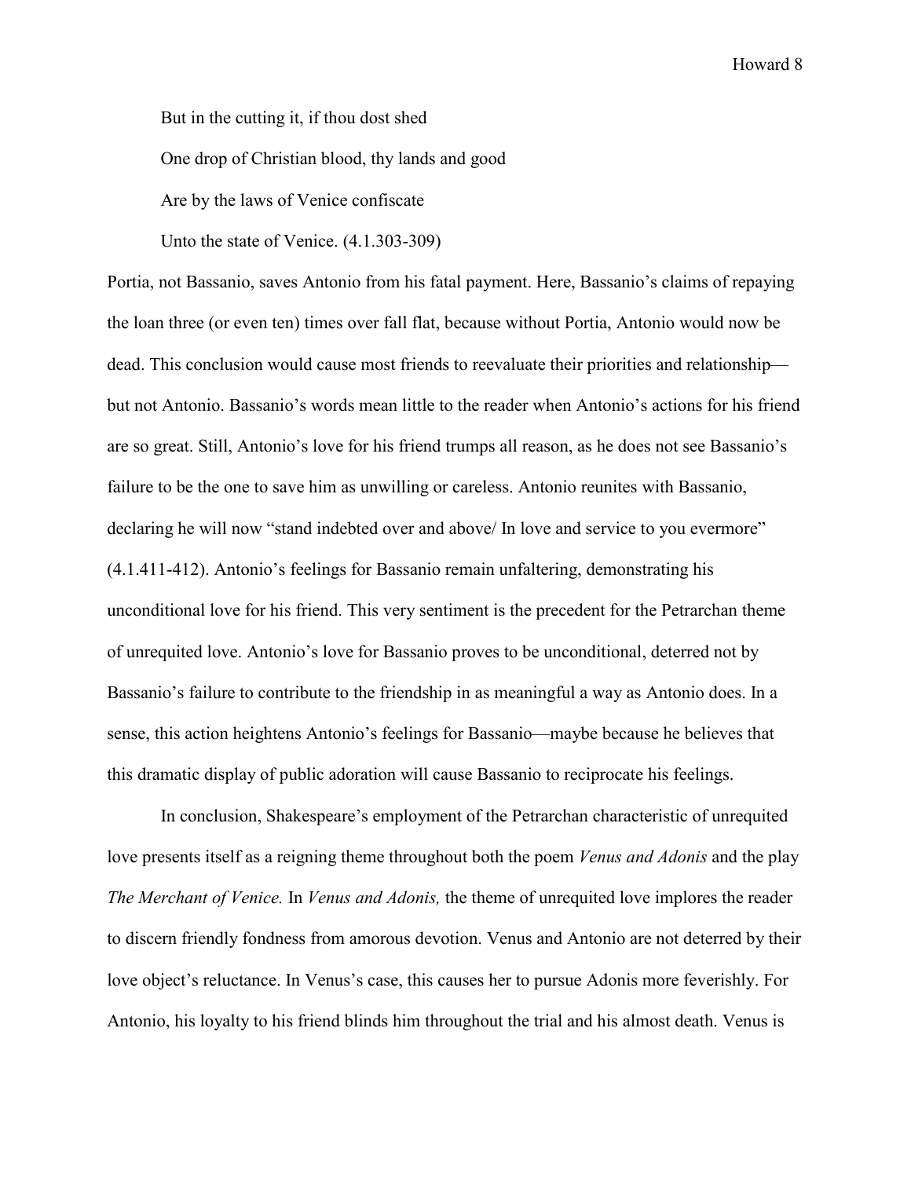> But in the cutting it, if thou dost shed
>
> One drop of Christian blood, thy lands and good
>
> Are by the laws of Venice confiscate
>
> Unto the state of Venice. (4.1.303-309)

Portia, not Bassanio, saves Antonio from his fatal payment. Here, Bassanio's claims of repaying the loan three (or even ten) times over fall flat, because without Portia, Antonio would now be dead. This conclusion would cause most friends to reevaluate their priorities and relationship—but not Antonio. Bassanio's words mean little to the reader when Antonio's actions for his friend are so great. Still, Antonio's love for his friend trumps all reason, as he does not see Bassanio's failure to be the one to save him as unwilling or careless. Antonio reunites with Bassanio, declaring he will now "stand indebted over and above/ In love and service to you evermore" (4.1.411-412). Antonio's feelings for Bassanio remain unfaltering, demonstrating his unconditional love for his friend. This very sentiment is the precedent for the Petrarchan theme of unrequited love. Antonio's love for Bassanio proves to be unconditional, deterred not by Bassanio's failure to contribute to the friendship in as meaningful a way as Antonio does. In a sense, this action heightens Antonio's feelings for Bassanio—maybe because he believes that this dramatic display of public adoration will cause Bassanio to reciprocate his feelings.

In conclusion, Shakespeare's employment of the Petrarchan characteristic of unrequited love presents itself as a reigning theme throughout both the poem *Venus and Adonis* and the play *The Merchant of Venice.* In *Venus and Adonis,* the theme of unrequited love implores the reader to discern friendly fondness from amorous devotion. Venus and Antonio are not deterred by their love object's reluctance. In Venus's case, this causes her to pursue Adonis more feverishly. For Antonio, his loyalty to his friend blinds him throughout the trial and his almost death. Venus is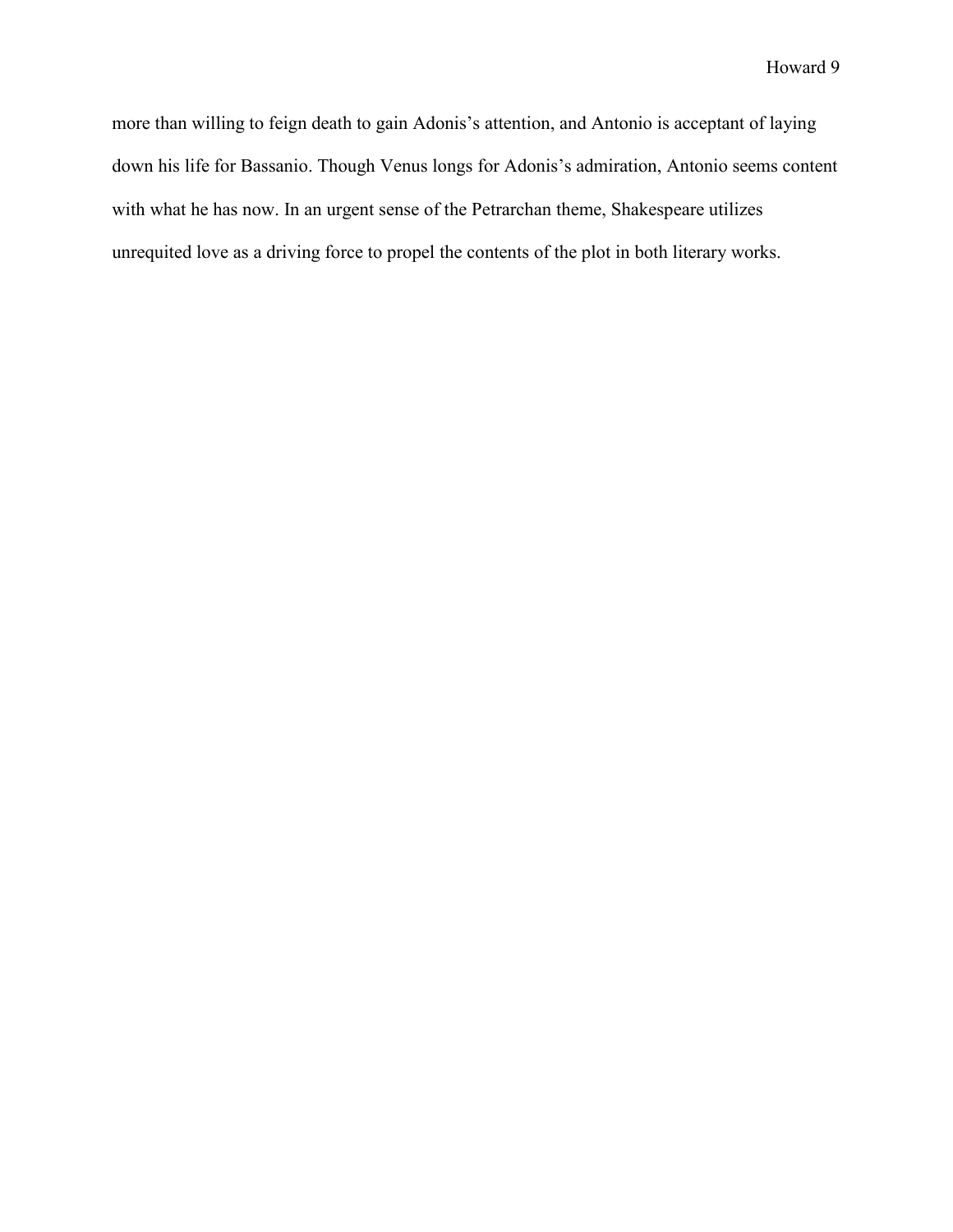more than willing to feign death to gain Adonis's attention, and Antonio is acceptant of laying down his life for Bassanio. Though Venus longs for Adonis's admiration, Antonio seems content with what he has now. In an urgent sense of the Petrarchan theme, Shakespeare utilizes unrequited love as a driving force to propel the contents of the plot in both literary works.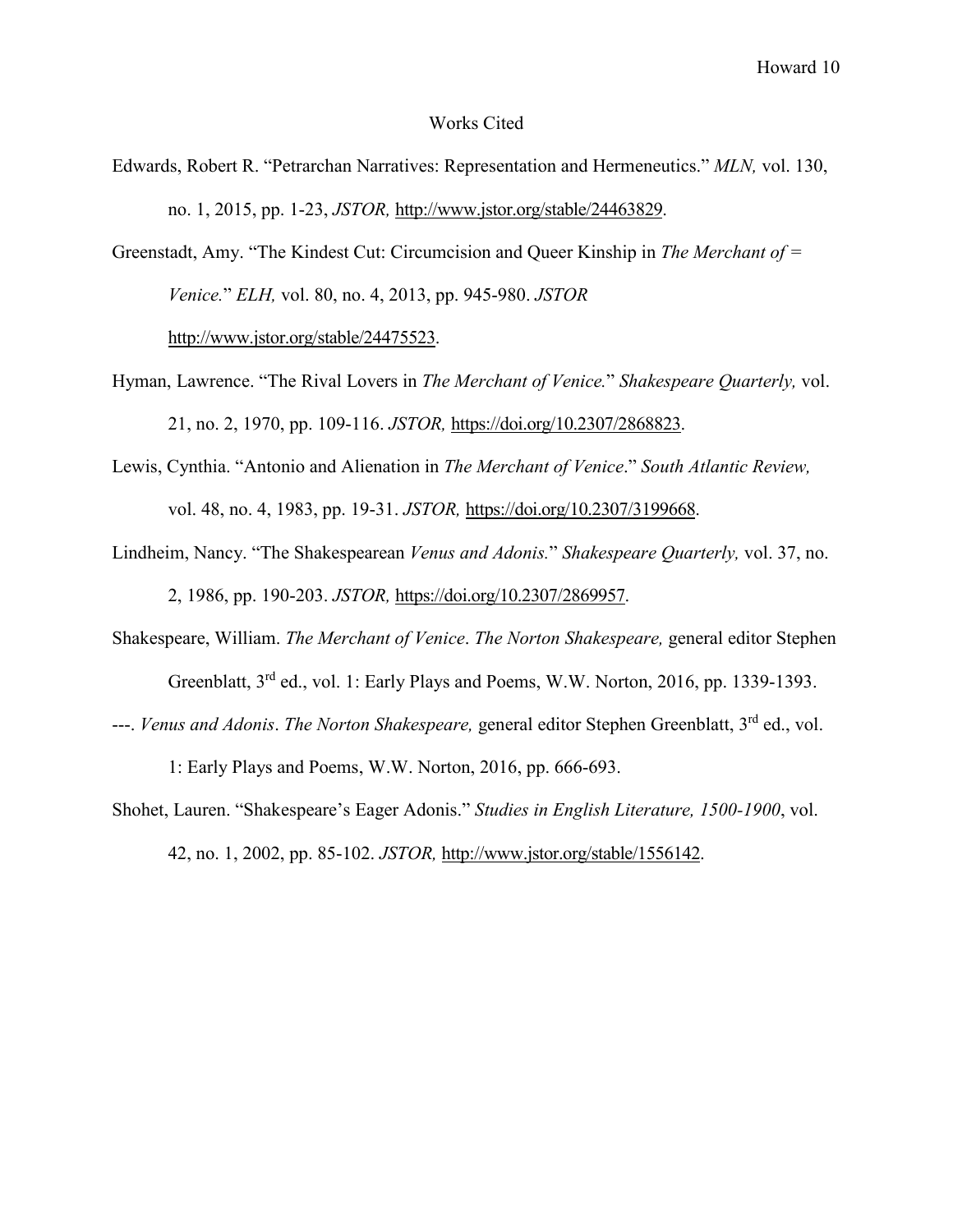# Works Cited

Edwards, Robert R. "Petrarchan Narratives: Representation and Hermeneutics." *MLN,* vol. 130, no. 1, 2015, pp. 1-23, *JSTOR,* http://www.jstor.org/stable/24463829.

Greenstadt, Amy. "The Kindest Cut: Circumcision and Queer Kinship in *The Merchant of = Venice.*" *ELH,* vol. 80, no. 4, 2013, pp. 945-980. *JSTOR* http://www.jstor.org/stable/24475523.

Hyman, Lawrence. "The Rival Lovers in *The Merchant of Venice.*" *Shakespeare Quarterly,* vol. 21, no. 2, 1970, pp. 109-116. *JSTOR,* https://doi.org/10.2307/2868823.

Lewis, Cynthia. "Antonio and Alienation in *The Merchant of Venice*." *South Atlantic Review,* vol. 48, no. 4, 1983, pp. 19-31. *JSTOR,* https://doi.org/10.2307/3199668.

Lindheim, Nancy. "The Shakespearean *Venus and Adonis.*" *Shakespeare Quarterly,* vol. 37, no. 2, 1986, pp. 190-203. *JSTOR,* https://doi.org/10.2307/2869957.

Shakespeare, William. *The Merchant of Venice*. *The Norton Shakespeare,* general editor Stephen Greenblatt, 3rd ed., vol. 1: Early Plays and Poems, W.W. Norton, 2016, pp. 1339-1393.

---. *Venus and Adonis*. *The Norton Shakespeare,* general editor Stephen Greenblatt, 3rd ed., vol. 1: Early Plays and Poems, W.W. Norton, 2016, pp. 666-693.

Shohet, Lauren. "Shakespeare's Eager Adonis." *Studies in English Literature, 1500-1900*, vol. 42, no. 1, 2002, pp. 85-102. *JSTOR,* http://www.jstor.org/stable/1556142.